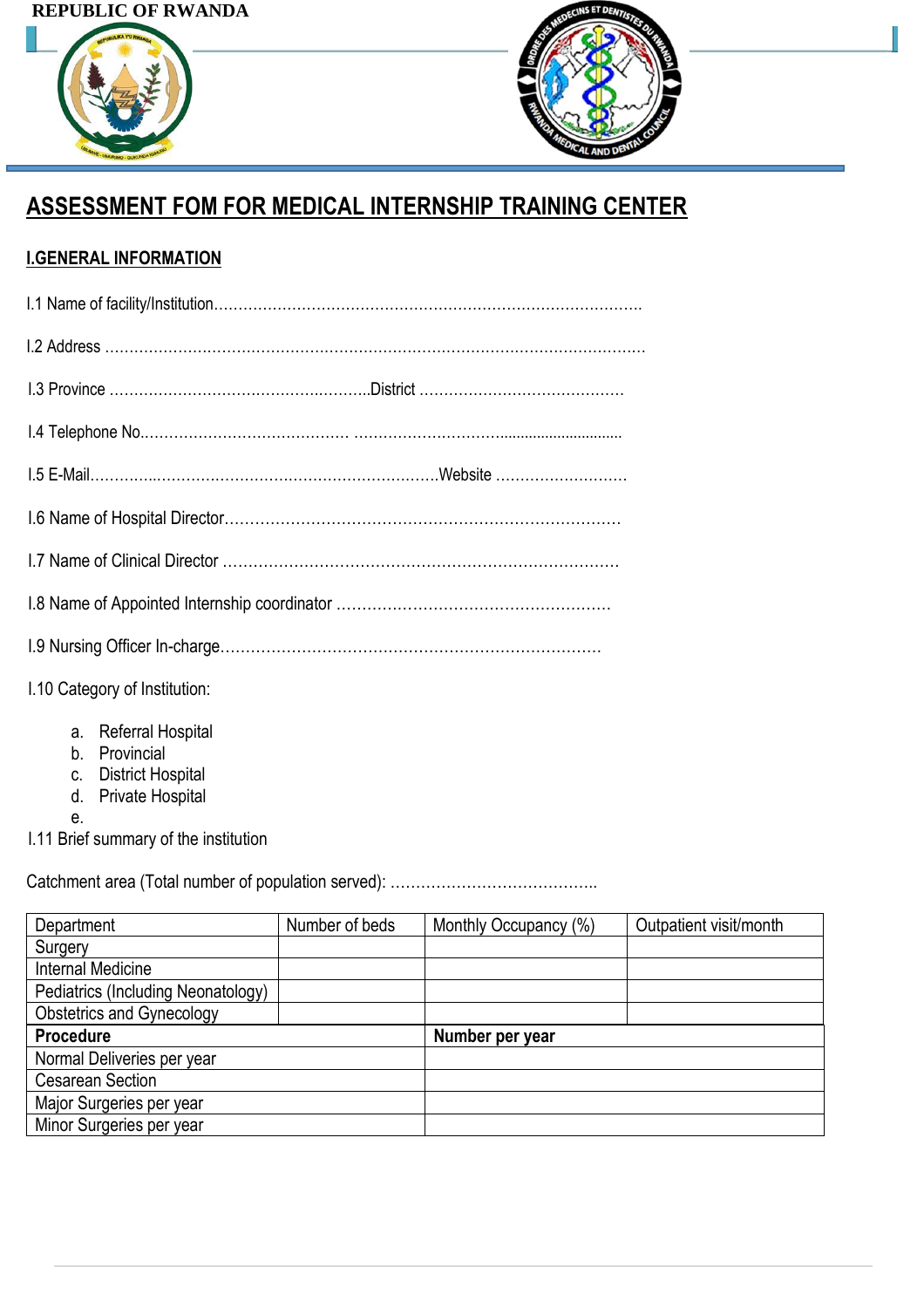REPUBLIC OF RWANDA

# ASSESSMENT FOM FOR MEDICAL INTERNSHIP TRAINING CENTER

## I.GENERAL INFORMATION

I.1 Name of facility/Institution……………………………………………………………………………

I.2 Address ……………………………………………………………………………………………………

I.3 Province ……………………………………………………District ……………………………………

I.4 Telephone No.……………………………………. ……………………………………………………

I.5 E-Mail……………………………………………………………………Website ………………………

I.6 Name of Hospital Director……………………………………………………………………………

I.7 Name of Clinical Director ……………………………………………………………………………

I.8 Name of Appointed Internship coordinator ………………………………………………………

I.9 Nursing Officer In-charge……………………………………………………………………………

I.10 Category of Institution:

a. Referral Hospital
b. Provincial
c. District Hospital
d. Private Hospital
e.

I.11 Brief summary of the institution

Catchment area (Total number of population served): …………………………………..

| Department | Number of beds | Monthly Occupancy (%) | Outpatient visit/month |
|---|---|---|---|
| Surgery | | | |
| Internal Medicine | | | |
| Pediatrics (Including Neonatology) | | | |
| Obstetrics and Gynecology | | | |

| **Procedure** | **Number per year** |
|---|---|
| Normal Deliveries per year | |
| Cesarean Section | |
| Major Surgeries per year | |
| Minor Surgeries per year | |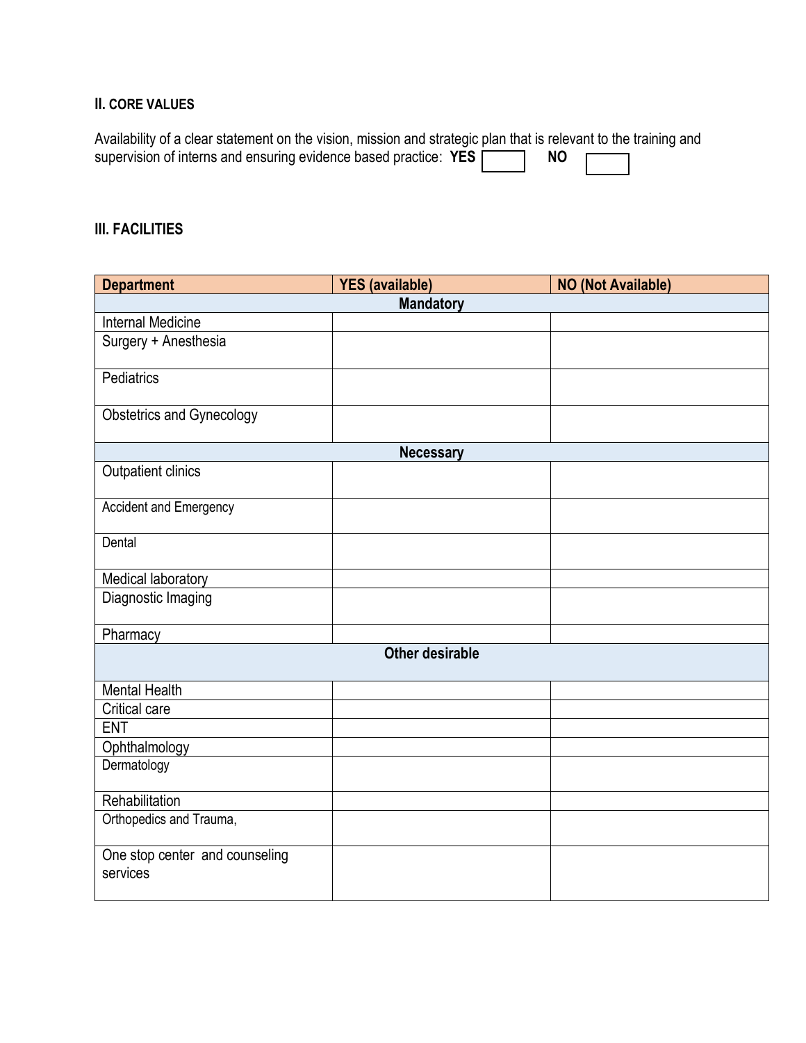## II. CORE VALUES

Availability of a clear statement on the vision, mission and strategic plan that is relevant to the training and supervision of interns and ensuring evidence based practice: **YES** ☐ **NO** ☐

## III. FACILITIES

| **Department** | **YES (available)** | **NO (Not Available)** |
|---|---|---|
| **Mandatory** | | |
| Internal Medicine | | |
| Surgery + Anesthesia | | |
| Pediatrics | | |
| Obstetrics and Gynecology | | |
| **Necessary** | | |
| Outpatient clinics | | |
| Accident and Emergency | | |
| Dental | | |
| Medical laboratory | | |
| Diagnostic Imaging | | |
| Pharmacy | | |
| **Other desirable** | | |
| Mental Health | | |
| Critical care | | |
| ENT | | |
| Ophthalmology | | |
| Dermatology | | |
| Rehabilitation | | |
| Orthopedics and Trauma, | | |
| One stop center and counseling services | | |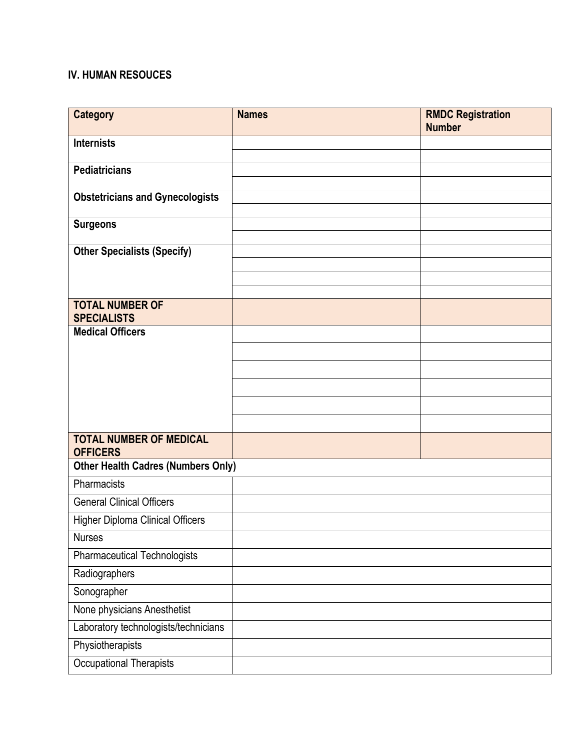## IV. HUMAN RESOUCES

| Category | Names | RMDC Registration Number |
| --- | --- | --- |
| **Internists** | | |
| | | |
| **Pediatricians** | | |
| | | |
| **Obstetricians and Gynecologists** | | |
| | | |
| **Surgeons** | | |
| | | |
| **Other Specialists (Specify)** | | |
| | | |
| | | |
| | | |
| **TOTAL NUMBER OF SPECIALISTS** | | |
| **Medical Officers** | | |
| | | |
| | | |
| | | |
| | | |
| | | |
| **TOTAL NUMBER OF MEDICAL OFFICERS** | | |
| **Other Health Cadres (Numbers Only)** | | |
| Pharmacists | | |
| General Clinical Officers | | |
| Higher Diploma Clinical Officers | | |
| Nurses | | |
| Pharmaceutical Technologists | | |
| Radiographers | | |
| Sonographer | | |
| None physicians Anesthetist | | |
| Laboratory technologists/technicians | | |
| Physiotherapists | | |
| Occupational Therapists | | |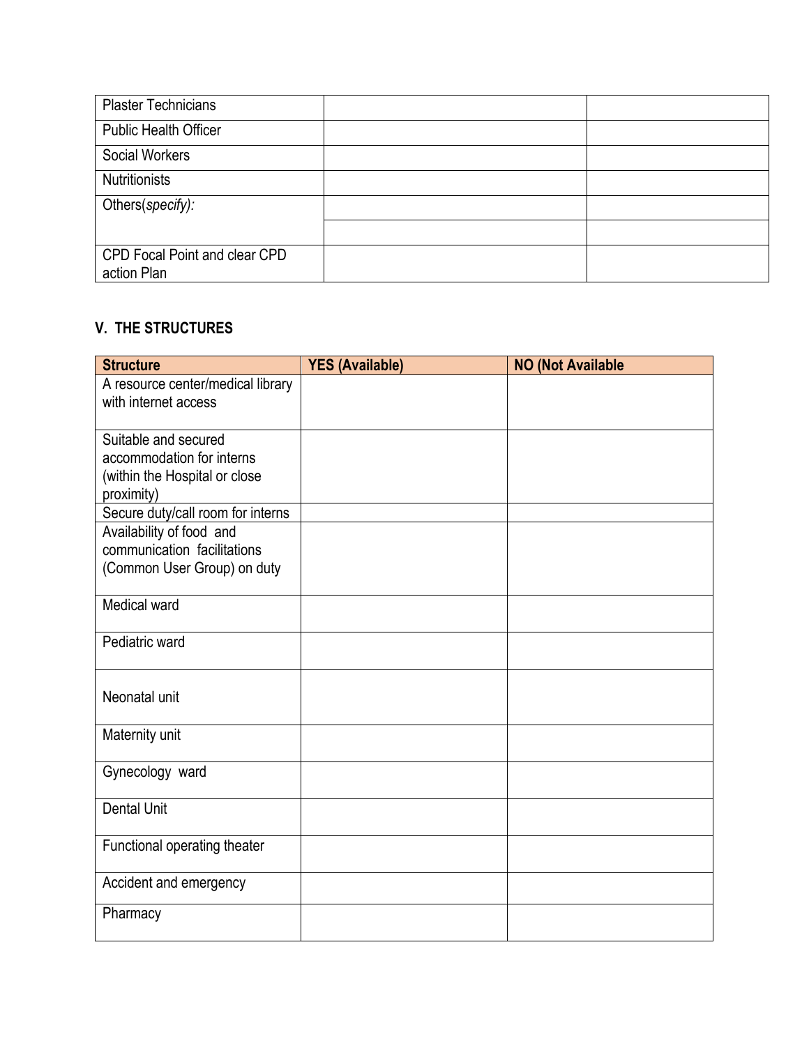| | | |
|---|---|---|
| Plaster Technicians | | |
| Public Health Officer | | |
| Social Workers | | |
| Nutritionists | | |
| Others(*specify):* | | |
| | | |
| CPD Focal Point and clear CPD action Plan | | |

## V. THE STRUCTURES

| Structure | YES (Available) | NO (Not Available |
|---|---|---|
| A resource center/medical library with internet access | | |
| Suitable and secured accommodation for interns (within the Hospital or close proximity) | | |
| Secure duty/call room for interns | | |
| Availability of food and communication facilitations (Common User Group) on duty | | |
| Medical ward | | |
| Pediatric ward | | |
| Neonatal unit | | |
| Maternity unit | | |
| Gynecology ward | | |
| Dental Unit | | |
| Functional operating theater | | |
| Accident and emergency | | |
| Pharmacy | | |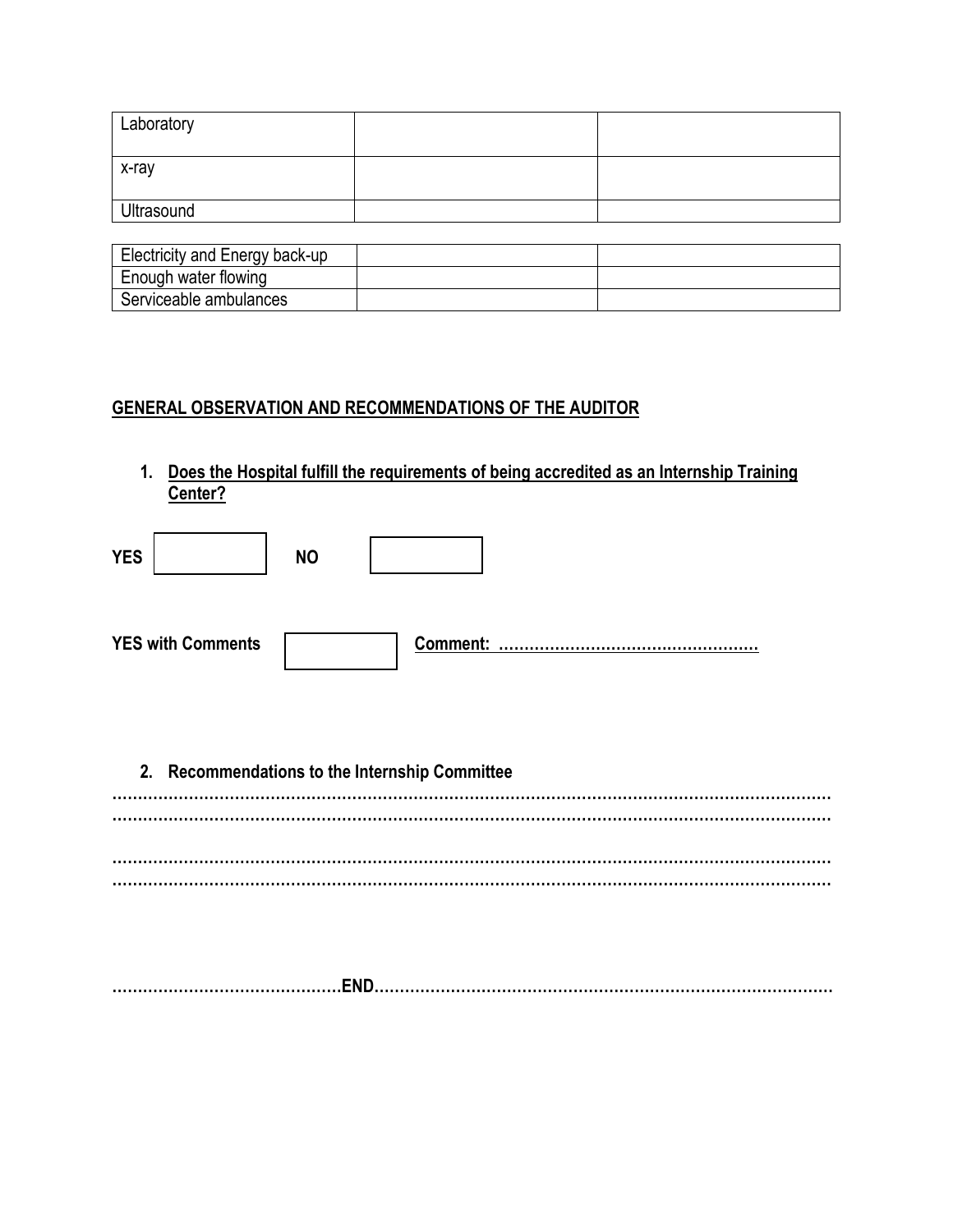| | | |
|---|---|---|
| Laboratory | | |
| x-ray | | |
| Ultrasound | | |

| | | |
|---|---|---|
| Electricity and Energy back-up | | |
| Enough water flowing | | |
| Serviceable ambulances | | |

**GENERAL OBSERVATION AND RECOMMENDATIONS OF THE AUDITOR**

1. **Does the Hospital fulfill the requirements of being accredited as an Internship Training Center?**

**YES** ☐ **NO** ☐

**YES with Comments** ☐ **Comment: ……………………………………………**

2. **Recommendations to the Internship Committee**

…………………………………………………………………………………………………………………………
…………………………………………………………………………………………………………………………

…………………………………………………………………………………………………………………………
…………………………………………………………………………………………………………………………

………………………………………**END**………………………………………………………………………………